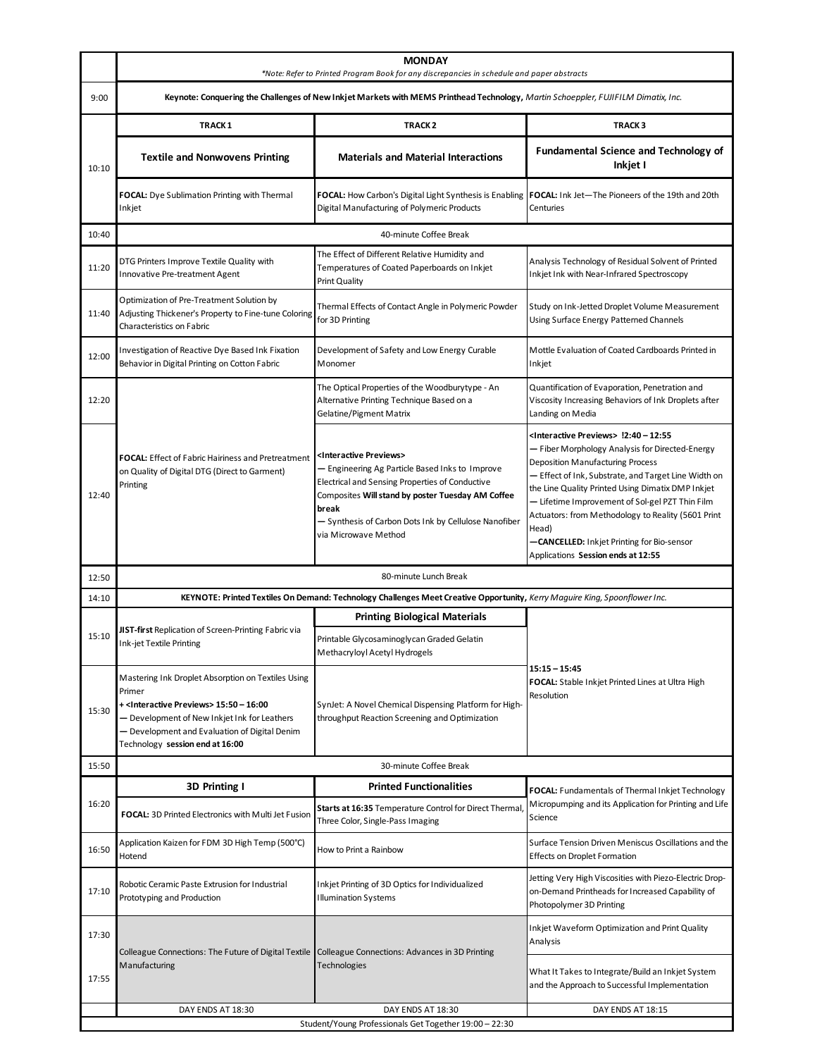# MONDAY

*\*Note: Refer to Printed Program Book for any discrepancies in schedule and paper abstracts*

| Time | Track 1 | Track 2 | Track 3 |
|---|---|---|---|
| 9:00 | **Keynote: Conquering the Challenges of New Inkjet Markets with MEMS Printhead Technology,** *Martin Schoeppler, FUJIFILM Dimatix, Inc.* | | |
| 10:10 | **TRACK 1** | **TRACK 2** | **TRACK 3** |
| | **Textile and Nonwovens Printing** | **Materials and Material Interactions** | **Fundamental Science and Technology of Inkjet I** |
| | **FOCAL:** Dye Sublimation Printing with Thermal Inkjet | **FOCAL:** How Carbon's Digital Light Synthesis is Enabling Digital Manufacturing of Polymeric Products | **FOCAL:** Ink Jet—The Pioneers of the 19th and 20th Centuries |
| 10:40 | 40-minute Coffee Break | | |
| 11:20 | DTG Printers Improve Textile Quality with Innovative Pre-treatment Agent | The Effect of Different Relative Humidity and Temperatures of Coated Paperboards on Inkjet Print Quality | Analysis Technology of Residual Solvent of Printed Inkjet Ink with Near-Infrared Spectroscopy |
| 11:40 | Optimization of Pre-Treatment Solution by Adjusting Thickener's Property to Fine-tune Coloring Characteristics on Fabric | Thermal Effects of Contact Angle in Polymeric Powder for 3D Printing | Study on Ink-Jetted Droplet Volume Measurement Using Surface Energy Patterned Channels |
| 12:00 | Investigation of Reactive Dye Based Ink Fixation Behavior in Digital Printing on Cotton Fabric | Development of Safety and Low Energy Curable Monomer | Mottle Evaluation of Coated Cardboards Printed in Inkjet |
| 12:20 | **FOCAL:** Effect of Fabric Hairiness and Pretreatment on Quality of Digital DTG (Direct to Garment) Printing | The Optical Properties of the Woodburytype - An Alternative Printing Technique Based on a Gelatine/Pigment Matrix | Quantification of Evaporation, Penetration and Viscosity Increasing Behaviors of Ink Droplets after Landing on Media |
| 12:40 | | **<Interactive Previews>** — Engineering Ag Particle Based Inks to Improve Electrical and Sensing Properties of Conductive Composites **Will stand by poster Tuesday AM Coffee break** — Synthesis of Carbon Dots Ink by Cellulose Nanofiber via Microwave Method | **<Interactive Previews> !2:40 – 12:55** — Fiber Morphology Analysis for Directed-Energy Deposition Manufacturing Process — Effect of Ink, Substrate, and Target Line Width on the Line Quality Printed Using Dimatix DMP Inkjet — Lifetime Improvement of Sol-gel PZT Thin Film Actuators: from Methodology to Reality (5601 Print Head) —**CANCELLED:** Inkjet Printing for Bio-sensor Applications **Session ends at 12:55** |
| 12:50 | 80-minute Lunch Break | | |
| 14:10 | **KEYNOTE: Printed Textiles On Demand: Technology Challenges Meet Creative Opportunity,** *Kerry Maguire King, Spoonflower Inc.* | | |
| 15:10 | **JIST-first** Replication of Screen-Printing Fabric via Ink-jet Textile Printing | **Printing Biological Materials** Printable Glycosaminoglycan Graded Gelatin Methacryloyl Acetyl Hydrogels | **15:15 – 15:45** **FOCAL:** Stable Inkjet Printed Lines at Ultra High Resolution |
| 15:30 | Mastering Ink Droplet Absorption on Textiles Using Primer + **<Interactive Previews> 15:50 – 16:00** — Development of New Inkjet Ink for Leathers — Development and Evaluation of Digital Denim Technology **session end at 16:00** | SynJet: A Novel Chemical Dispensing Platform for High-throughput Reaction Screening and Optimization | |
| 15:50 | 30-minute Coffee Break | | |
| 16:20 | **3D Printing I** **FOCAL:** 3D Printed Electronics with Multi Jet Fusion | **Printed Functionalities** **Starts at 16:35** Temperature Control for Direct Thermal, Three Color, Single-Pass Imaging | **FOCAL:** Fundamentals of Thermal Inkjet Technology Micropumping and its Application for Printing and Life Science |
| 16:50 | Application Kaizen for FDM 3D High Temp (500°C) Hotend | How to Print a Rainbow | Surface Tension Driven Meniscus Oscillations and the Effects on Droplet Formation |
| 17:10 | Robotic Ceramic Paste Extrusion for Industrial Prototyping and Production | Inkjet Printing of 3D Optics for Individualized Illumination Systems | Jetting Very High Viscosities with Piezo-Electric Drop-on-Demand Printheads for Increased Capability of Photopolymer 3D Printing |
| 17:30 | Colleague Connections: The Future of Digital Textile Manufacturing | Colleague Connections: Advances in 3D Printing Technologies | Inkjet Waveform Optimization and Print Quality Analysis |
| 17:55 | | | What It Takes to Integrate/Build an Inkjet System and the Approach to Successful Implementation |
| | DAY ENDS AT 18:30 | DAY ENDS AT 18:30 | DAY ENDS AT 18:15 |
| | Student/Young Professionals Get Together 19:00 – 22:30 | | |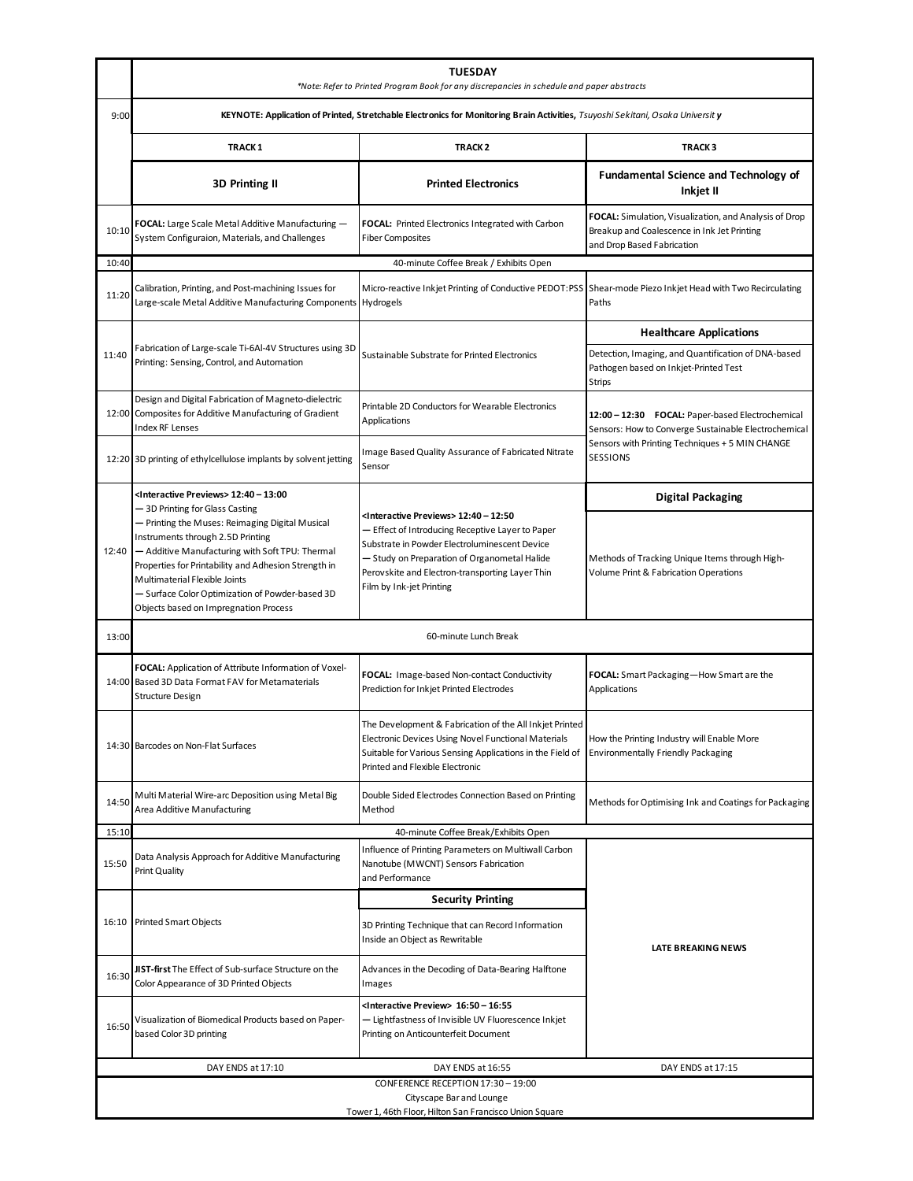# TUESDAY

*\*Note: Refer to Printed Program Book for any discrepancies in schedule and paper abstracts*

| | TRACK 1 | TRACK 2 | TRACK 3 |
|---|---|---|---|
| 9:00 | **KEYNOTE: Application of Printed, Stretchable Electronics for Monitoring Brain Activities,** *Tsuyoshi Sekitani, Osaka University* | | |
| | **3D Printing II** | **Printed Electronics** | **Fundamental Science and Technology of Inkjet II** |
| 10:10 | **FOCAL:** Large Scale Metal Additive Manufacturing — System Configuraion, Materials, and Challenges | **FOCAL:** Printed Electronics Integrated with Carbon Fiber Composites | **FOCAL:** Simulation, Visualization, and Analysis of Drop Breakup and Coalescence in Ink Jet Printing and Drop Based Fabrication |
| 10:40 | 40-minute Coffee Break / Exhibits Open | | |
| 11:20 | Calibration, Printing, and Post-machining Issues for Large-scale Metal Additive Manufacturing Components | Micro-reactive Inkjet Printing of Conductive PEDOT:PSS Hydrogels | Shear-mode Piezo Inkjet Head with Two Recirculating Paths |
| | | | **Healthcare Applications** |
| 11:40 | Fabrication of Large-scale Ti-6Al-4V Structures using 3D Printing: Sensing, Control, and Automation | Sustainable Substrate for Printed Electronics | Detection, Imaging, and Quantification of DNA-based Pathogen based on Inkjet-Printed Test Strips |
| 12:00 | Design and Digital Fabrication of Magneto-dielectric Composites for Additive Manufacturing of Gradient Index RF Lenses | Printable 2D Conductors for Wearable Electronics Applications | **12:00 – 12:30 FOCAL:** Paper-based Electrochemical Sensors: How to Converge Sustainable Electrochemical Sensors with Printing Techniques + 5 MIN CHANGE SESSIONS |
| 12:20 | 3D printing of ethylcellulose implants by solvent jetting | Image Based Quality Assurance of Fabricated Nitrate Sensor | |
| | | | **Digital Packaging** |
| 12:40 | **<Interactive Previews> 12:40 – 13:00**<br>— 3D Printing for Glass Casting<br>— Printing the Muses: Reimaging Digital Musical Instruments through 2.5D Printing<br>— Additive Manufacturing with Soft TPU: Thermal Properties for Printability and Adhesion Strength in Multimaterial Flexible Joints<br>— Surface Color Optimization of Powder-based 3D Objects based on Impregnation Process | **<Interactive Previews> 12:40 – 12:50**<br>— Effect of Introducing Receptive Layer to Paper Substrate in Powder Electroluminescent Device<br>— Study on Preparation of Organometal Halide Perovskite and Electron-transporting Layer Thin Film by Ink-jet Printing | Methods of Tracking Unique Items through High-Volume Print & Fabrication Operations |
| 13:00 | 60-minute Lunch Break | | |
| 14:00 | **FOCAL:** Application of Attribute Information of Voxel-Based 3D Data Format FAV for Metamaterials Structure Design | **FOCAL:** Image-based Non-contact Conductivity Prediction for Inkjet Printed Electrodes | **FOCAL:** Smart Packaging—How Smart are the Applications |
| 14:30 | Barcodes on Non-Flat Surfaces | The Development & Fabrication of the All Inkjet Printed Electronic Devices Using Novel Functional Materials Suitable for Various Sensing Applications in the Field of Printed and Flexible Electronic | How the Printing Industry will Enable More Environmentally Friendly Packaging |
| 14:50 | Multi Material Wire-arc Deposition using Metal Big Area Additive Manufacturing | Double Sided Electrodes Connection Based on Printing Method | Methods for Optimising Ink and Coatings for Packaging |
| 15:10 | 40-minute Coffee Break/Exhibits Open | | |
| 15:50 | Data Analysis Approach for Additive Manufacturing Print Quality | Influence of Printing Parameters on Multiwall Carbon Nanotube (MWCNT) Sensors Fabrication and Performance | **LATE BREAKING NEWS** |
| | | **Security Printing** | |
| 16:10 | Printed Smart Objects | 3D Printing Technique that can Record Information Inside an Object as Rewritable | |
| 16:30 | **JIST-first** The Effect of Sub-surface Structure on the Color Appearance of 3D Printed Objects | Advances in the Decoding of Data-Bearing Halftone Images | |
| 16:50 | Visualization of Biomedical Products based on Paper-based Color 3D printing | **<Interactive Preview> 16:50 – 16:55**<br>— Lightfastness of Invisible UV Fluorescence Inkjet Printing on Anticounterfeit Document | |
| | DAY ENDS at 17:10 | DAY ENDS at 16:55 | DAY ENDS at 17:15 |

CONFERENCE RECEPTION 17:30 – 19:00
Cityscape Bar and Lounge
Tower 1, 46th Floor, Hilton San Francisco Union Square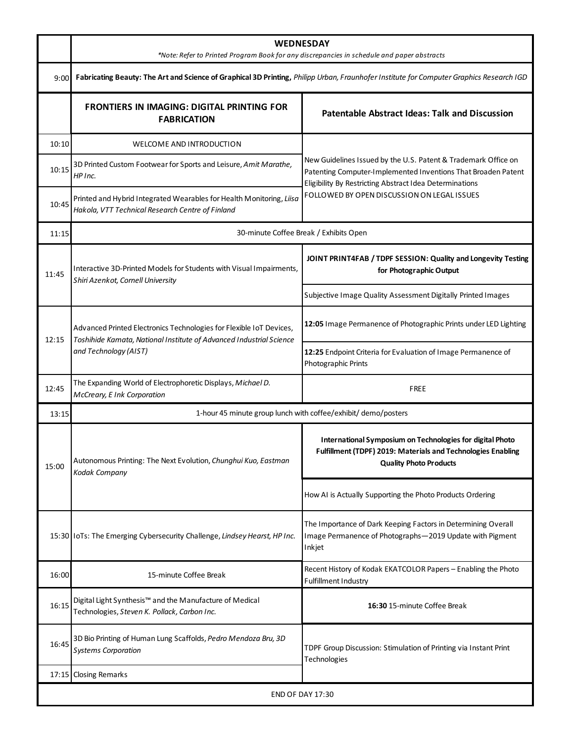| | WEDNESDAY *Note: Refer to Printed Program Book for any discrepancies in schedule and paper abstracts* | |
|---|---|---|
| 9:00 | **Fabricating Beauty: The Art and Science of Graphical 3D Printing,** *Philipp Urban, Fraunhofer Institute for Computer Graphics Research IGD* | |
| | **FRONTIERS IN IMAGING: DIGITAL PRINTING FOR FABRICATION** | **Patentable Abstract Ideas: Talk and Discussion** |
| 10:10 | WELCOME AND INTRODUCTION | New Guidelines Issued by the U.S. Patent & Trademark Office on Patenting Computer-Implemented Inventions That Broaden Patent Eligibility By Restricting Abstract Idea Determinations FOLLOWED BY OPEN DISCUSSION ON LEGAL ISSUES |
| 10:15 | 3D Printed Custom Footwear for Sports and Leisure, *Amit Marathe, HP Inc.* | |
| 10:45 | Printed and Hybrid Integrated Wearables for Health Monitoring, *Liisa Hakola, VTT Technical Research Centre of Finland* | |
| 11:15 | 30-minute Coffee Break / Exhibits Open | |
| 11:45 | Interactive 3D-Printed Models for Students with Visual Impairments, *Shiri Azenkot, Cornell University* | **JOINT PRINT4FAB / TDPF SESSION: Quality and Longevity Testing for Photographic Output** |
| | | Subjective Image Quality Assessment Digitally Printed Images |
| 12:15 | Advanced Printed Electronics Technologies for Flexible IoT Devices, *Toshihide Kamata, National Institute of Advanced Industrial Science and Technology (AIST)* | **12:05** Image Permanence of Photographic Prints under LED Lighting |
| | | **12:25** Endpoint Criteria for Evaluation of Image Permanence of Photographic Prints |
| 12:45 | The Expanding World of Electrophoretic Displays, *Michael D. McCreary, E Ink Corporation* | FREE |
| 13:15 | 1-hour 45 minute group lunch with coffee/exhibit/ demo/posters | |
| 15:00 | Autonomous Printing: The Next Evolution, *Chunghui Kuo, Eastman Kodak Company* | **International Symposium on Technologies for digital Photo Fulfillment (TDPF) 2019: Materials and Technologies Enabling Quality Photo Products** |
| | | How AI is Actually Supporting the Photo Products Ordering |
| 15:30 | IoTs: The Emerging Cybersecurity Challenge, *Lindsey Hearst, HP Inc.* | The Importance of Dark Keeping Factors in Determining Overall Image Permanence of Photographs—2019 Update with Pigment Inkjet |
| 16:00 | 15-minute Coffee Break | Recent History of Kodak EKATCOLOR Papers – Enabling the Photo Fulfillment Industry |
| 16:15 | Digital Light Synthesis™ and the Manufacture of Medical Technologies, *Steven K. Pollack, Carbon Inc.* | **16:30** 15-minute Coffee Break |
| 16:45 | 3D Bio Printing of Human Lung Scaffolds, *Pedro Mendoza Bru, 3D Systems Corporation* | TDPF Group Discussion: Stimulation of Printing via Instant Print Technologies |
| 17:15 | Closing Remarks | |
| | END OF DAY 17:30 | |